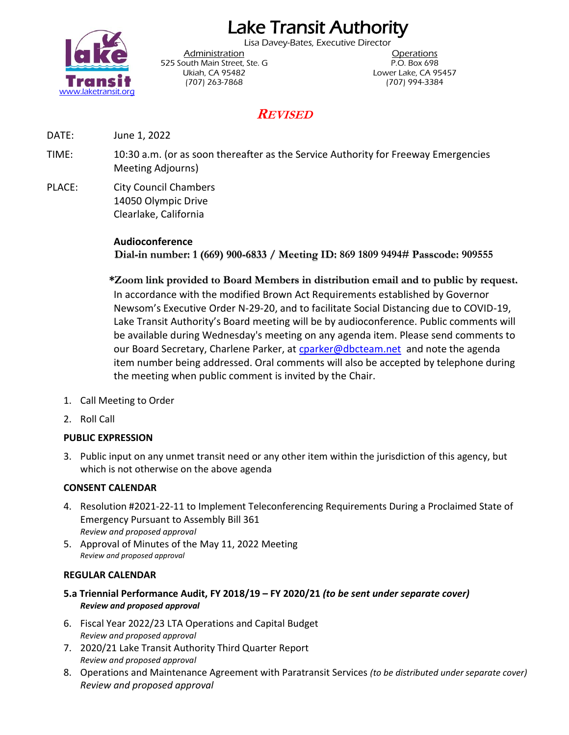# Lake Transit Authority

Lisa Davey-Bates, Executive Director

Administration
525 South Main Street, Ste. G
Ukiah, CA 95482
(707) 263-7868

Operations
P.O. Box 698
Lower Lake, CA 95457
(707) 994-3384

www.laketransit.org

## *REVISED*

DATE: June 1, 2022

TIME: 10:30 a.m. (or as soon thereafter as the Service Authority for Freeway Emergencies Meeting Adjourns)

PLACE: City Council Chambers
14050 Olympic Drive
Clearlake, California

**Audioconference**
**Dial-in number: 1 (669) 900-6833 / Meeting ID: 869 1809 9494# Passcode: 909555**

**\*Zoom link provided to Board Members in distribution email and to public by request.**
In accordance with the modified Brown Act Requirements established by Governor Newsom's Executive Order N-29-20, and to facilitate Social Distancing due to COVID-19, Lake Transit Authority's Board meeting will be by audioconference. Public comments will be available during Wednesday's meeting on any agenda item. Please send comments to our Board Secretary, Charlene Parker, at cparker@dbcteam.net and note the agenda item number being addressed. Oral comments will also be accepted by telephone during the meeting when public comment is invited by the Chair.

1. Call Meeting to Order
2. Roll Call

**PUBLIC EXPRESSION**

3. Public input on any unmet transit need or any other item within the jurisdiction of this agency, but which is not otherwise on the above agenda

**CONSENT CALENDAR**

4. Resolution #2021-22-11 to Implement Teleconferencing Requirements During a Proclaimed State of Emergency Pursuant to Assembly Bill 361
   *Review and proposed approval*
5. Approval of Minutes of the May 11, 2022 Meeting
   *Review and proposed approval*

**REGULAR CALENDAR**

**5.a Triennial Performance Audit, FY 2018/19 – FY 2020/21 *(to be sent under separate cover)***
***Review and proposed approval***

6. Fiscal Year 2022/23 LTA Operations and Capital Budget
   *Review and proposed approval*
7. 2020/21 Lake Transit Authority Third Quarter Report
   *Review and proposed approval*
8. Operations and Maintenance Agreement with Paratransit Services *(to be distributed under separate cover)*
   *Review and proposed approval*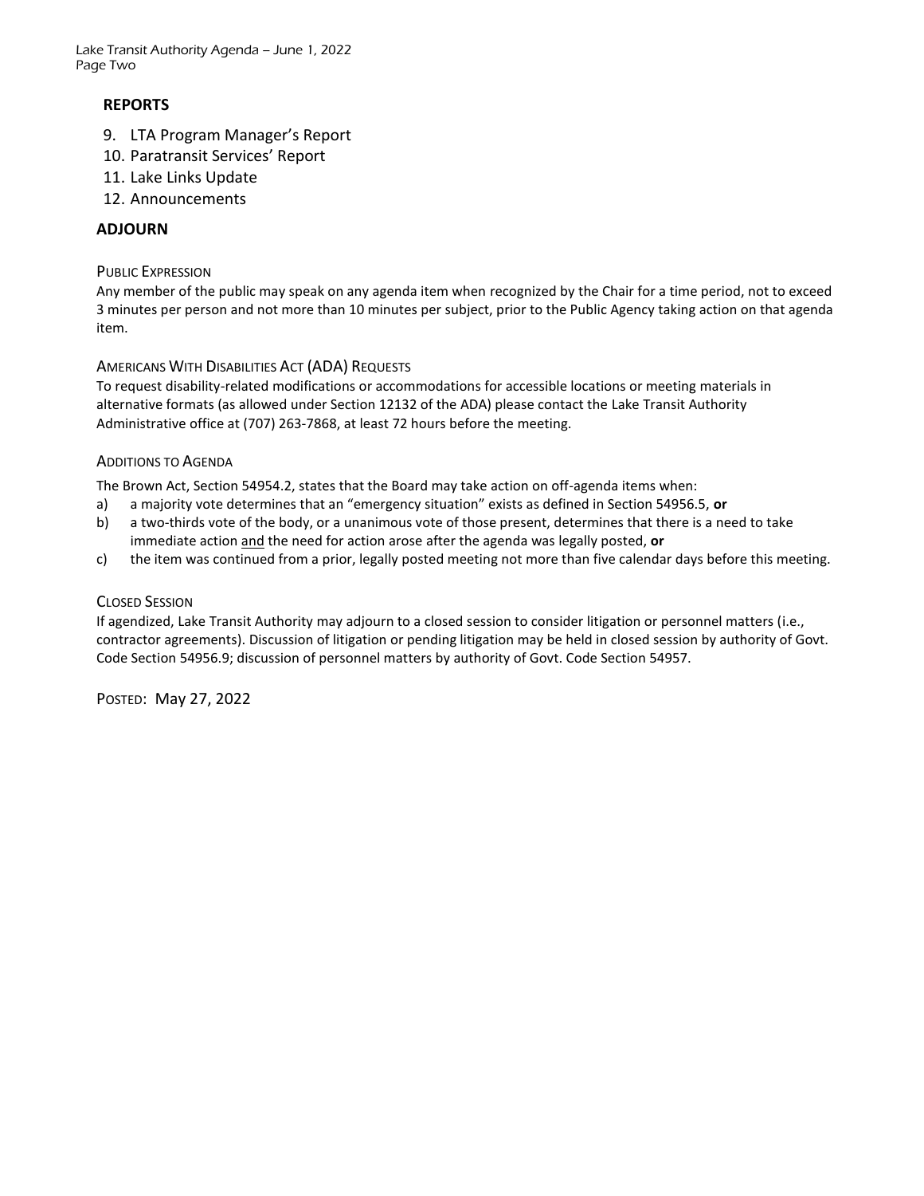## REPORTS

9. LTA Program Manager's Report
10. Paratransit Services' Report
11. Lake Links Update
12. Announcements

## ADJOURN

PUBLIC EXPRESSION

Any member of the public may speak on any agenda item when recognized by the Chair for a time period, not to exceed 3 minutes per person and not more than 10 minutes per subject, prior to the Public Agency taking action on that agenda item.

AMERICANS WITH DISABILITIES ACT (ADA) REQUESTS

To request disability-related modifications or accommodations for accessible locations or meeting materials in alternative formats (as allowed under Section 12132 of the ADA) please contact the Lake Transit Authority Administrative office at (707) 263-7868, at least 72 hours before the meeting.

ADDITIONS TO AGENDA

The Brown Act, Section 54954.2, states that the Board may take action on off-agenda items when:

a) a majority vote determines that an "emergency situation" exists as defined in Section 54956.5, **or**
b) a two-thirds vote of the body, or a unanimous vote of those present, determines that there is a need to take immediate action and the need for action arose after the agenda was legally posted, **or**
c) the item was continued from a prior, legally posted meeting not more than five calendar days before this meeting.

CLOSED SESSION

If agendized, Lake Transit Authority may adjourn to a closed session to consider litigation or personnel matters (i.e., contractor agreements). Discussion of litigation or pending litigation may be held in closed session by authority of Govt. Code Section 54956.9; discussion of personnel matters by authority of Govt. Code Section 54957.

POSTED: May 27, 2022